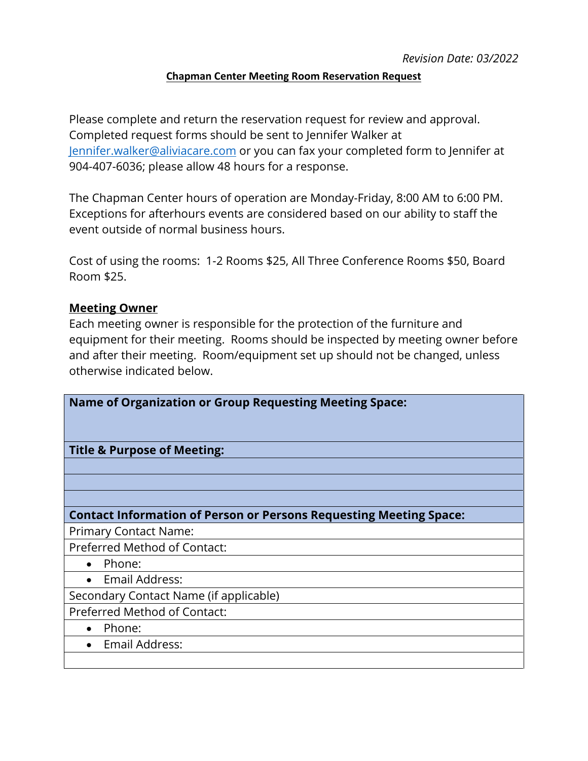*Revision Date: 03/2022*

**Chapman Center Meeting Room Reservation Request**

Please complete and return the reservation request for review and approval. Completed request forms should be sent to Jennifer Walker at Jennifer.walker@aliviacare.com or you can fax your completed form to Jennifer at 904-407-6036; please allow 48 hours for a response.

The Chapman Center hours of operation are Monday-Friday, 8:00 AM to 6:00 PM. Exceptions for afterhours events are considered based on our ability to staff the event outside of normal business hours.

Cost of using the rooms: 1-2 Rooms $25, All Three Conference Rooms $50, Board Room $25.

## Meeting Owner

Each meeting owner is responsible for the protection of the furniture and equipment for their meeting. Rooms should be inspected by meeting owner before and after their meeting. Room/equipment set up should not be changed, unless otherwise indicated below.

| **Name of Organization or Group Requesting Meeting Space:** |
|---|
| **Title & Purpose of Meeting:** |
| |
| |
| |
| **Contact Information of Person or Persons Requesting Meeting Space:** |
| Primary Contact Name: |
| Preferred Method of Contact: |
| • Phone: |
| • Email Address: |
| Secondary Contact Name (if applicable) |
| Preferred Method of Contact: |
| • Phone: |
| • Email Address: |
| |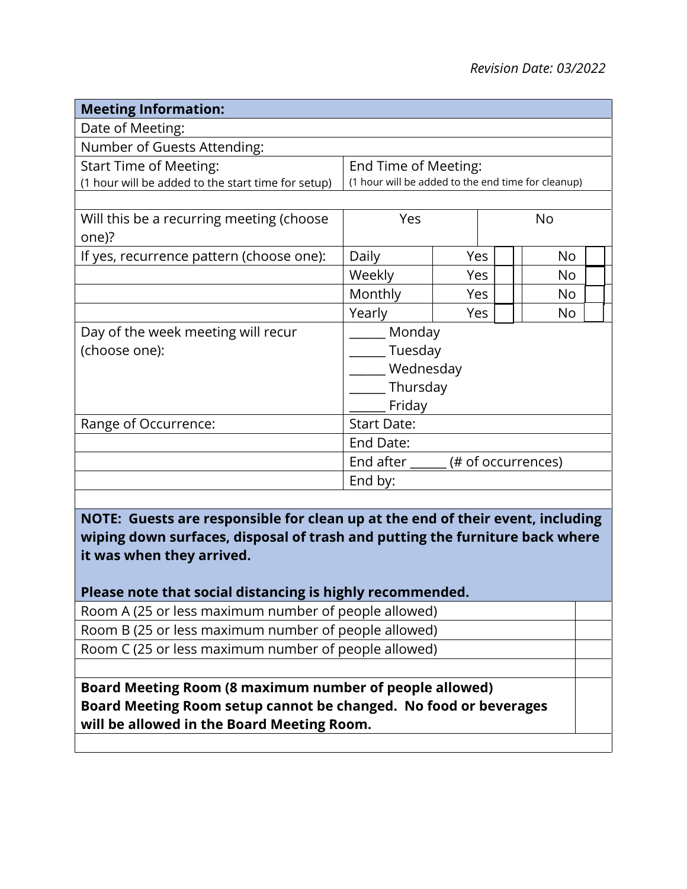*Revision Date: 03/2022*

| **Meeting Information:** | | | | | | |
|---|---|---|---|---|---|---|
| Date of Meeting: | | | | | | |
| Number of Guests Attending: | | | | | | |
| Start Time of Meeting:<br>(1 hour will be added to the start time for setup) | End Time of Meeting:<br>(1 hour will be added to the end time for cleanup) | | | | | |
| | | | | | | |
| Will this be a recurring meeting (choose one)? | Yes | | | No | | |
| If yes, recurrence pattern (choose one): | Daily | Yes | ☐ | | No | ☐ |
| | Weekly | Yes | ☐ | | No | ☐ |
| | Monthly | Yes | ☐ | | No | ☐ |
| | Yearly | Yes | ☐ | | No | ☐ |
| Day of the week meeting will recur (choose one): | _____ Monday<br>_____ Tuesday<br>_____ Wednesday<br>_____ Thursday<br>_____ Friday | | | | | |
| Range of Occurrence: | Start Date: | | | | | |
| | End Date: | | | | | |
| | End after _____ (# of occurrences) | | | | | |
| | End by: | | | | | |

**NOTE: Guests are responsible for clean up at the end of their event, including wiping down surfaces, disposal of trash and putting the furniture back where it was when they arrived.**

**Please note that social distancing is highly recommended.**

| Room | |
|---|---|
| Room A (25 or less maximum number of people allowed) | |
| Room B (25 or less maximum number of people allowed) | |
| Room C (25 or less maximum number of people allowed) | |
| | |
| **Board Meeting Room (8 maximum number of people allowed)**<br>**Board Meeting Room setup cannot be changed. No food or beverages will be allowed in the Board Meeting Room.** | |
| | |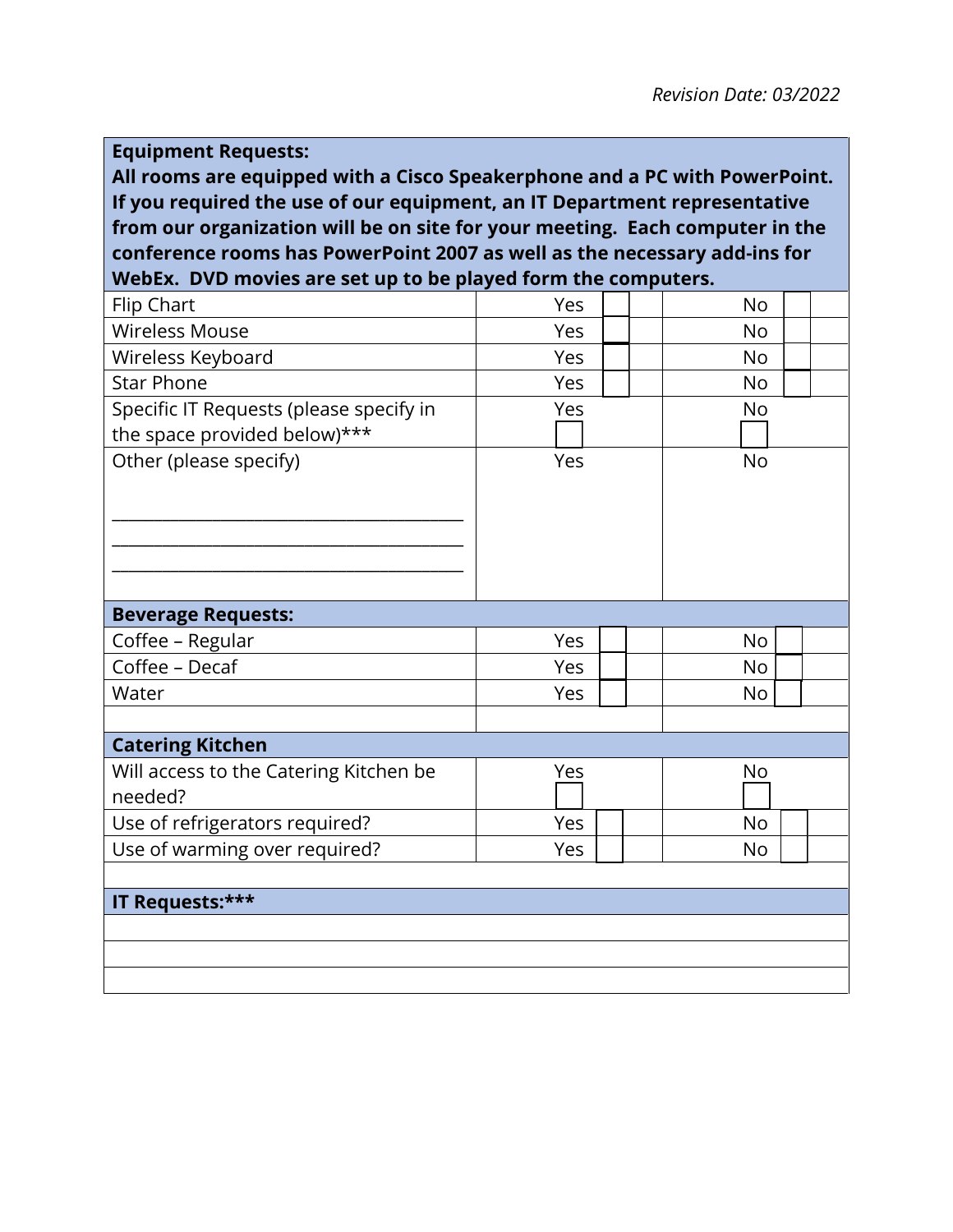*Revision Date: 03/2022*

| | | |
|---|---|---|
| **Equipment Requests:** **All rooms are equipped with a Cisco Speakerphone and a PC with PowerPoint. If you required the use of our equipment, an IT Department representative from our organization will be on site for your meeting. Each computer in the conference rooms has PowerPoint 2007 as well as the necessary add-ins for WebEx. DVD movies are set up to be played form the computers.** | | |
| Flip Chart | Yes ☐ | No ☐ |
| Wireless Mouse | Yes ☐ | No ☐ |
| Wireless Keyboard | Yes ☐ | No ☐ |
| Star Phone | Yes ☐ | No ☐ |
| Specific IT Requests (please specify in the space provided below)*** | Yes ☐ | No ☐ |
| Other (please specify) ________________________________________ ________________________________________ ________________________________________ | Yes | No |
| **Beverage Requests:** | | |
| Coffee – Regular | Yes ☐ | No ☐ |
| Coffee – Decaf | Yes ☐ | No ☐ |
| Water | Yes ☐ | No ☐ |
| | | |
| **Catering Kitchen** | | |
| Will access to the Catering Kitchen be needed? | Yes ☐ | No ☐ |
| Use of refrigerators required? | Yes ☐ | No ☐ |
| Use of warming over required? | Yes ☐ | No ☐ |
| | | |
| **IT Requests:*** ** | | |
| | | |
| | | |
| | | |